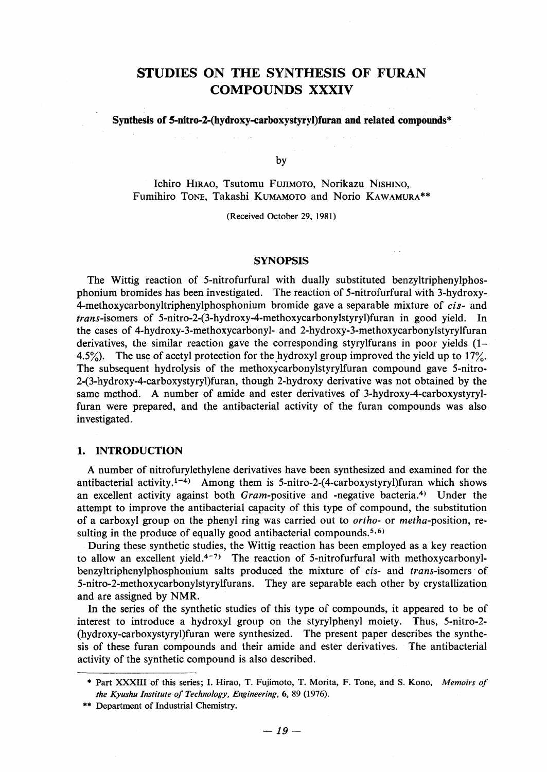# STUDIES ON THE SYNTHESIS OF FURAN COMPOUNDS XXXIV

### Synthesis of 5-nitro-2-(hydroxy-carboxystyryl)furan and related compounds*

by

Ichiro HIRAO, Tsutomu FUJIMOTO, Norikazu NISHINO, Fumihiro TONE, Takashi KUMAMOTO and Norio KAWAMURA**

(Received October 29, 1981)

## SYNOPSIS

The Wittig reaction of 5-nitrofurfural with dually substituted benzyltriphenylphosphonium bromides has been investigated. The reaction of 5-nitrofurfural with 3-hydroxy-4-methoxycarbonyltriphenylphosphonium bromide gave a separable mixture of *cis*- and *trans*-isomers of 5-nitro-2-(3-hydroxy-4-methoxycarbonylstyryl)furan in good yield. In the cases of 4-hydroxy-3-methoxycarbonyl- and 2-hydroxy-3-methoxycarbonylstyrylfuran derivatives, the similar reaction gave the corresponding styrylfurans in poor yields (1–4.5%). The use of acetyl protection for the hydroxyl group improved the yield up to 17%. The subsequent hydrolysis of the methoxycarbonylstyrylfuran compound gave 5-nitro-2-(3-hydroxy-4-carboxystyryl)furan, though 2-hydroxy derivative was not obtained by the same method. A number of amide and ester derivatives of 3-hydroxy-4-carboxystyrylfuran were prepared, and the antibacterial activity of the furan compounds was also investigated.

## 1. INTRODUCTION

A number of nitrofurylethylene derivatives have been synthesized and examined for the antibacterial activity.[1-4] Among them is 5-nitro-2-(4-carboxystyryl)furan which shows an excellent activity against both *Gram*-positive and -negative bacteria.[4] Under the attempt to improve the antibacterial capacity of this type of compound, the substitution of a carboxyl group on the phenyl ring was carried out to *ortho*- or *metha*-position, resulting in the produce of equally good antibacterial compounds.[5,6]

During these synthetic studies, the Wittig reaction has been employed as a key reaction to allow an excellent yield.[4-7] The reaction of 5-nitrofurfural with methoxycarbonylbenzyltriphenylphosphonium salts produced the mixture of *cis*- and *trans*-isomers of 5-nitro-2-methoxycarbonylstyrylfurans. They are separable each other by crystallization and are assigned by NMR.

In the series of the synthetic studies of this type of compounds, it appeared to be of interest to introduce a hydroxyl group on the styrylphenyl moiety. Thus, 5-nitro-2-(hydroxy-carboxystyryl)furan were synthesized. The present paper describes the synthesis of these furan compounds and their amide and ester derivatives. The antibacterial activity of the synthetic compound is also described.

---

\* Part XXXIII of this series; I. Hirao, T. Fujimoto, T. Morita, F. Tone, and S. Kono, *Memoirs of the Kyushu Institute of Technology, Engineering*, 6, 89 (1976).

\*\* Department of Industrial Chemistry.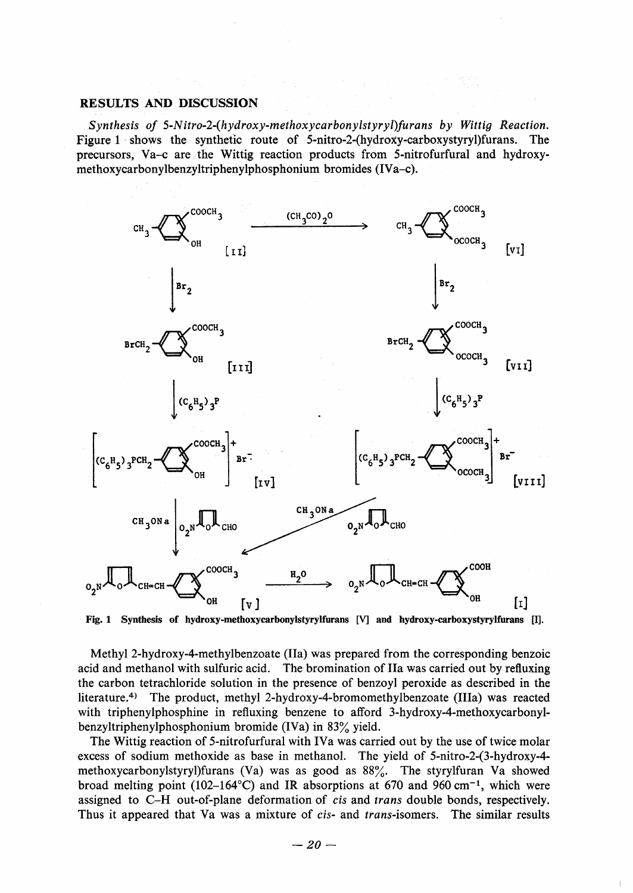## RESULTS AND DISCUSSION

*Synthesis of 5-Nitro-2-(hydroxy-methoxycarbonylstyryl)furans by Wittig Reaction.* Figure 1 shows the synthetic route of 5-nitro-2-(hydroxy-carboxystyryl)furans. The precursors, Va–c are the Wittig reaction products from 5-nitrofurfural and hydroxy-methoxycarbonylbenzyltriphenylphosphonium bromides (IVa–c).

**Fig. 1** Synthesis of hydroxy-methoxycarbonylstyrylfurans [V] and hydroxy-carboxystyrylfurans [I].

Methyl 2-hydroxy-4-methylbenzoate (IIa) was prepared from the corresponding benzoic acid and methanol with sulfuric acid. The bromination of IIa was carried out by refluxing the carbon tetrachloride solution in the presence of benzoyl peroxide as described in the literature.[4] The product, methyl 2-hydroxy-4-bromomethylbenzoate (IIIa) was reacted with triphenylphosphine in refluxing benzene to afford 3-hydroxy-4-methoxycarbonylbenzyltriphenylphosphonium bromide (IVa) in 83% yield.

The Wittig reaction of 5-nitrofurfural with IVa was carried out by the use of twice molar excess of sodium methoxide as base in methanol. The yield of 5-nitro-2-(3-hydroxy-4-methoxycarbonylstyryl)furans (Va) was as good as 88%. The styrylfuran Va showed broad melting point (102–164°C) and IR absorptions at 670 and 960 $cm^{-1}$, which were assigned to C–H out-of-plane deformation of *cis* and *trans* double bonds, respectively. Thus it appeared that Va was a mixture of *cis*- and *trans*-isomers. The similar results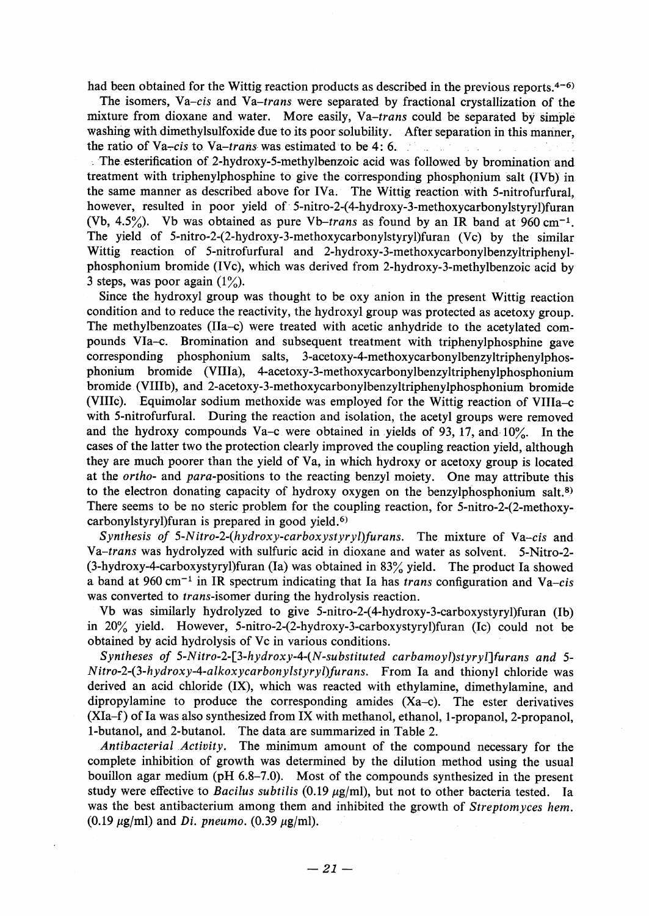had been obtained for the Wittig reaction products as described in the previous reports.[4–6]

The isomers, Va–*cis* and Va–*trans* were separated by fractional crystallization of the mixture from dioxane and water. More easily, Va–*trans* could be separated by simple washing with dimethylsulfoxide due to its poor solubility. After separation in this manner, the ratio of Va–*cis* to Va–*trans* was estimated to be 4: 6.

The esterification of 2-hydroxy-5-methylbenzoic acid was followed by bromination and treatment with triphenylphosphine to give the corresponding phosphonium salt (IVb) in the same manner as described above for IVa. The Wittig reaction with 5-nitrofurfural, however, resulted in poor yield of 5-nitro-2-(4-hydroxy-3-methoxycarbonylstyryl)furan (Vb, 4.5%). Vb was obtained as pure Vb–*trans* as found by an IR band at 960 $cm^{-1}$. The yield of 5-nitro-2-(2-hydroxy-3-methoxycarbonylstyryl)furan (Vc) by the similar Wittig reaction of 5-nitrofurfural and 2-hydroxy-3-methoxycarbonylbenzyltriphenylphosphonium bromide (IVc), which was derived from 2-hydroxy-3-methylbenzoic acid by 3 steps, was poor again (1%).

Since the hydroxyl group was thought to be oxy anion in the present Wittig reaction condition and to reduce the reactivity, the hydroxyl group was protected as acetoxy group. The methylbenzoates (IIa–c) were treated with acetic anhydride to the acetylated compounds VIa–c. Bromination and subsequent treatment with triphenylphosphine gave corresponding phosphonium salts, 3-acetoxy-4-methoxycarbonylbenzyltriphenylphosphonium bromide (VIIIa), 4-acetoxy-3-methoxycarbonylbenzyltriphenylphosphonium bromide (VIIIb), and 2-acetoxy-3-methoxycarbonylbenzyltriphenylphosphonium bromide (VIIIc). Equimolar sodium methoxide was employed for the Wittig reaction of VIIIa–c with 5-nitrofurfural. During the reaction and isolation, the acetyl groups were removed and the hydroxy compounds Va–c were obtained in yields of 93, 17, and 10%. In the cases of the latter two the protection clearly improved the coupling reaction yield, although they are much poorer than the yield of Va, in which hydroxy or acetoxy group is located at the *ortho*- and *para*-positions to the reacting benzyl moiety. One may attribute this to the electron donating capacity of hydroxy oxygen on the benzylphosphonium salt.[8] There seems to be no steric problem for the coupling reaction, for 5-nitro-2-(2-methoxycarbonylstyryl)furan is prepared in good yield.[6]

*Synthesis of 5-Nitro-2-(hydroxy-carboxystyryl)furans.* The mixture of Va–*cis* and Va–*trans* was hydrolyzed with sulfuric acid in dioxane and water as solvent. 5-Nitro-2-(3-hydroxy-4-carboxystyryl)furan (Ia) was obtained in 83% yield. The product Ia showed a band at 960 $cm^{-1}$ in IR spectrum indicating that Ia has *trans* configuration and Va–*cis* was converted to *trans*-isomer during the hydrolysis reaction.

Vb was similarly hydrolyzed to give 5-nitro-2-(4-hydroxy-3-carboxystyryl)furan (Ib) in 20% yield. However, 5-nitro-2-(2-hydroxy-3-carboxystyryl)furan (Ic) could not be obtained by acid hydrolysis of Vc in various conditions.

*Syntheses of 5-Nitro-2-[3-hydroxy-4-(N-substituted carbamoyl)styryl]furans and 5-Nitro-2-(3-hydroxy-4-alkoxycarbonylstyryl)furans.* From Ia and thionyl chloride was derived an acid chloride (IX), which was reacted with ethylamine, dimethylamine, and dipropylamine to produce the corresponding amides (Xa–c). The ester derivatives (XIa–f) of Ia was also synthesized from IX with methanol, ethanol, 1-propanol, 2-propanol, 1-butanol, and 2-butanol. The data are summarized in Table 2.

*Antibacterial Activity.* The minimum amount of the compound necessary for the complete inhibition of growth was determined by the dilution method using the usual bouillon agar medium (pH 6.8–7.0). Most of the compounds synthesized in the present study were effective to *Bacilus subtilis* (0.19 $\mu$g/ml), but not to other bacteria tested. Ia was the best antibacterium among them and inhibited the growth of *Streptomyces hem.* (0.19 $\mu$g/ml) and *Di. pneumo.* (0.39 $\mu$g/ml).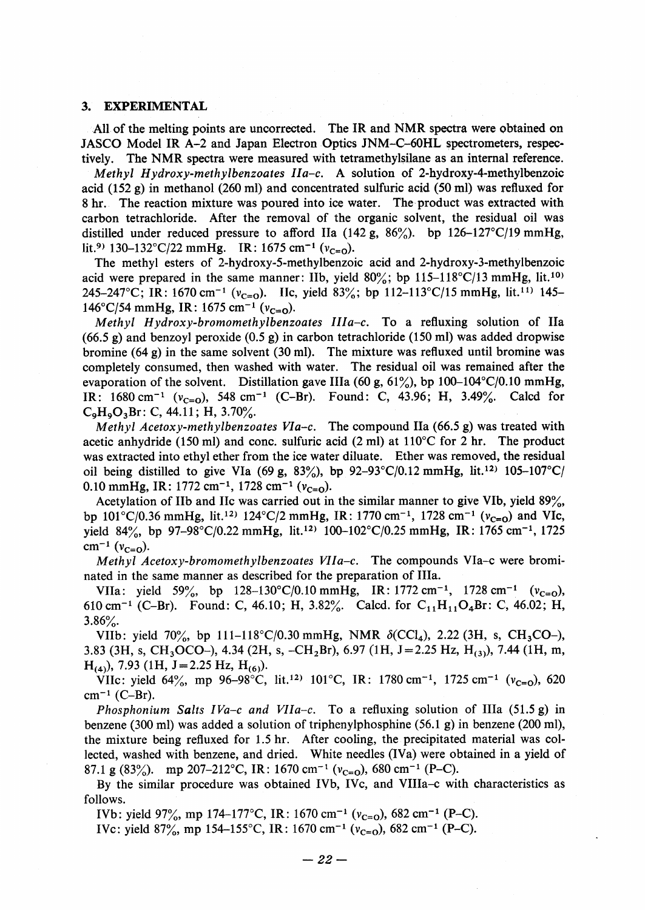## 3. EXPERIMENTAL

All of the melting points are uncorrected. The IR and NMR spectra were obtained on JASCO Model IR A-2 and Japan Electron Optics JNM-C-60HL spectrometers, respectively. The NMR spectra were measured with tetramethylsilane as an internal reference.

*Methyl Hydroxy-methylbenzoates IIa–c.* A solution of 2-hydroxy-4-methylbenzoic acid (152 g) in methanol (260 ml) and concentrated sulfuric acid (50 ml) was refluxed for 8 hr. The reaction mixture was poured into ice water. The product was extracted with carbon tetrachloride. After the removal of the organic solvent, the residual oil was distilled under reduced pressure to afford IIa (142 g, 86%). bp 126–127°C/19 mmHg, lit.[9] 130–132°C/22 mmHg. IR: 1675 cm$^{-1}$ ($\nu_{C=O}$).

The methyl esters of 2-hydroxy-5-methylbenzoic acid and 2-hydroxy-3-methylbenzoic acid were prepared in the same manner: IIb, yield 80%; bp 115–118°C/13 mmHg, lit.[10] 245–247°C; IR: 1670 cm$^{-1}$ ($\nu_{C=O}$). IIc, yield 83%; bp 112–113°C/15 mmHg, lit.[11] 145–146°C/54 mmHg, IR: 1675 cm$^{-1}$ ($\nu_{C=O}$).

*Methyl Hydroxy-bromomethylbenzoates IIIa–c.* To a refluxing solution of IIa (66.5 g) and benzoyl peroxide (0.5 g) in carbon tetrachloride (150 ml) was added dropwise bromine (64 g) in the same solvent (30 ml). The mixture was refluxed until bromine was completely consumed, then washed with water. The residual oil was remained after the evaporation of the solvent. Distillation gave IIIa (60 g, 61%), bp 100–104°C/0.10 mmHg, IR: 1680 cm$^{-1}$ ($\nu_{C=O}$), 548 cm$^{-1}$ (C–Br). Found: C, 43.96; H, 3.49%. Calcd for $C_9H_9O_3Br$: C, 44.11; H, 3.70%.

*Methyl Acetoxy-methylbenzoates VIa–c.* The compound IIa (66.5 g) was treated with acetic anhydride (150 ml) and conc. sulfuric acid (2 ml) at 110°C for 2 hr. The product was extracted into ethyl ether from the ice water diluate. Ether was removed, the residual oil being distilled to give VIa (69 g, 83%), bp 92–93°C/0.12 mmHg, lit.[12] 105–107°C/0.10 mmHg, IR: 1772 cm$^{-1}$, 1728 cm$^{-1}$ ($\nu_{C=O}$).

Acetylation of IIb and IIc was carried out in the similar manner to give VIb, yield 89%, bp 101°C/0.36 mmHg, lit.[12] 124°C/2 mmHg, IR: 1770 cm$^{-1}$, 1728 cm$^{-1}$ ($\nu_{C=O}$) and VIc, yield 84%, bp 97–98°C/0.22 mmHg, lit.[12] 100–102°C/0.25 mmHg, IR: 1765 cm$^{-1}$, 1725 cm$^{-1}$ ($\nu_{C=O}$).

*Methyl Acetoxy-bromomethylbenzoates VIIa–c.* The compounds VIa–c were brominated in the same manner as described for the preparation of IIIa.

VIIa: yield 59%, bp 128–130°C/0.10 mmHg, IR: 1772 cm$^{-1}$, 1728 cm$^{-1}$ ($\nu_{C=O}$), 610 cm$^{-1}$ (C–Br). Found: C, 46.10; H, 3.82%. Calcd. for $C_{11}H_{11}O_4Br$: C, 46.02; H, 3.86%.

VIIb: yield 70%, bp 111–118°C/0.30 mmHg, NMR $\delta$($CCl_4$), 2.22 (3H, s, $CH_3CO$–), 3.83 (3H, s, $CH_3OCO$–), 4.34 (2H, s, –$CH_2Br$), 6.97 (1H, J=2.25 Hz, $H_{(3)}$), 7.44 (1H, m, $H_{(4)}$), 7.93 (1H, J=2.25 Hz, $H_{(6)}$).

VIIc: yield 64%, mp 96–98°C, lit.[12] 101°C, IR: 1780 cm$^{-1}$, 1725 cm$^{-1}$ ($\nu_{C=O}$), 620 cm$^{-1}$ (C–Br).

*Phosphonium Salts IVa–c and VIIIa–c.* To a refluxing solution of IIIa (51.5 g) in benzene (300 ml) was added a solution of triphenylphosphine (56.1 g) in benzene (200 ml), the mixture being refluxed for 1.5 hr. After cooling, the precipitated material was collected, washed with benzene, and dried. White needles (IVa) were obtained in a yield of 87.1 g (83%). mp 207–212°C, IR: 1670 cm$^{-1}$ ($\nu_{C=O}$), 680 cm$^{-1}$ (P–C).

By the similar procedure was obtained IVb, IVc, and VIIIa–c with characteristics as follows.

IVb: yield 97%, mp 174–177°C, IR: 1670 cm$^{-1}$ ($\nu_{C=O}$), 682 cm$^{-1}$ (P–C).

IVc: yield 87%, mp 154–155°C, IR: 1670 cm$^{-1}$ ($\nu_{C=O}$), 682 cm$^{-1}$ (P–C).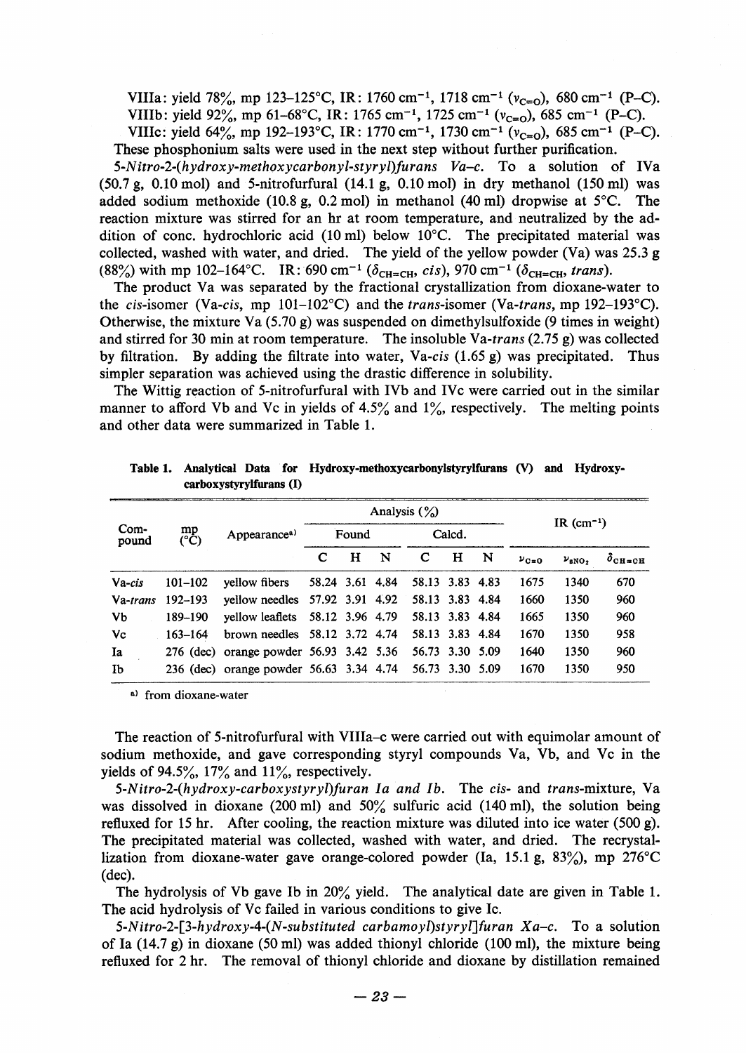VIIIa: yield 78%, mp 123–125°C, IR: 1760 cm$^{-1}$, 1718 cm$^{-1}$ ($\nu_{C=O}$), 680 cm$^{-1}$ (P–C).
VIIIb: yield 92%, mp 61–68°C, IR: 1765 cm$^{-1}$, 1725 cm$^{-1}$ ($\nu_{C=O}$), 685 cm$^{-1}$ (P–C).
VIIIc: yield 64%, mp 192–193°C, IR: 1770 cm$^{-1}$, 1730 cm$^{-1}$ ($\nu_{C=O}$), 685 cm$^{-1}$ (P–C).
These phosphonium salts were used in the next step without further purification.

*5-Nitro-2-(hydroxy-methoxycarbonyl-styryl)furans Va–c.* To a solution of IVa (50.7 g, 0.10 mol) and 5-nitrofurfural (14.1 g, 0.10 mol) in dry methanol (150 ml) was added sodium methoxide (10.8 g, 0.2 mol) in methanol (40 ml) dropwise at 5°C. The reaction mixture was stirred for an hr at room temperature, and neutralized by the addition of conc. hydrochloric acid (10 ml) below 10°C. The precipitated material was collected, washed with water, and dried. The yield of the yellow powder (Va) was 25.3 g (88%) with mp 102–164°C. IR: 690 cm$^{-1}$ ($\delta_{CH=CH}$, *cis*), 970 cm$^{-1}$ ($\delta_{CH=CH}$, *trans*).

The product Va was separated by the fractional crystallization from dioxane-water to the *cis*-isomer (Va-*cis*, mp 101–102°C) and the *trans*-isomer (Va-*trans*, mp 192–193°C). Otherwise, the mixture Va (5.70 g) was suspended on dimethylsulfoxide (9 times in weight) and stirred for 30 min at room temperature. The insoluble Va-*trans* (2.75 g) was collected by filtration. By adding the filtrate into water, Va-*cis* (1.65 g) was precipitated. Thus simpler separation was achieved using the drastic difference in solubility.

The Wittig reaction of 5-nitrofurfural with IVb and IVc were carried out in the similar manner to afford Vb and Vc in yields of 4.5% and 1%, respectively. The melting points and other data were summarized in Table 1.

**Table 1. Analytical Data for Hydroxy-methoxycarbonylstyrylfurans (V) and Hydroxy-carboxystyrylfurans (I)**

| Compound | mp (°C) | Appearance[a] | Analysis (%) Found | | | Calcd. | | | IR (cm$^{-1}$) | | |
|---|---|---|---|---|---|---|---|---|---|---|---|
| | | | C | H | N | C | H | N | $\nu_{C=O}$ | $\nu_{sNO_2}$ | $\delta_{CH=CH}$ |
| Va-*cis* | 101–102 | yellow fibers | 58.24 | 3.61 | 4.84 | 58.13 | 3.83 | 4.83 | 1675 | 1340 | 670 |
| Va-*trans* | 192–193 | yellow needles | 57.92 | 3.91 | 4.92 | 58.13 | 3.83 | 4.84 | 1660 | 1350 | 960 |
| Vb | 189–190 | yellow leaflets | 58.12 | 3.96 | 4.79 | 58.13 | 3.83 | 4.84 | 1665 | 1350 | 960 |
| Vc | 163–164 | brown needles | 58.12 | 3.72 | 4.74 | 58.13 | 3.83 | 4.84 | 1670 | 1350 | 958 |
| Ia | 276 (dec) | orange powder | 56.93 | 3.42 | 5.36 | 56.73 | 3.30 | 5.09 | 1640 | 1350 | 960 |
| Ib | 236 (dec) | orange powder | 56.63 | 3.34 | 4.74 | 56.73 | 3.30 | 5.09 | 1670 | 1350 | 950 |

a) from dioxane-water

The reaction of 5-nitrofurfural with VIIIa–c were carried out with equimolar amount of sodium methoxide, and gave corresponding styryl compounds Va, Vb, and Vc in the yields of 94.5%, 17% and 11%, respectively.

*5-Nitro-2-(hydroxy-carboxystyryl)furan Ia and Ib.* The *cis*- and *trans*-mixture, Va was dissolved in dioxane (200 ml) and 50% sulfuric acid (140 ml), the solution being refluxed for 15 hr. After cooling, the reaction mixture was diluted into ice water (500 g). The precipitated material was collected, washed with water, and dried. The recrystallization from dioxane-water gave orange-colored powder (Ia, 15.1 g, 83%), mp 276°C (dec).

The hydrolysis of Vb gave Ib in 20% yield. The analytical date are given in Table 1. The acid hydrolysis of Vc failed in various conditions to give Ic.

*5-Nitro-2-[3-hydroxy-4-(N-substituted carbamoyl)styryl]furan Xa–c.* To a solution of Ia (14.7 g) in dioxane (50 ml) was added thionyl chloride (100 ml), the mixture being refluxed for 2 hr. The removal of thionyl chloride and dioxane by distillation remained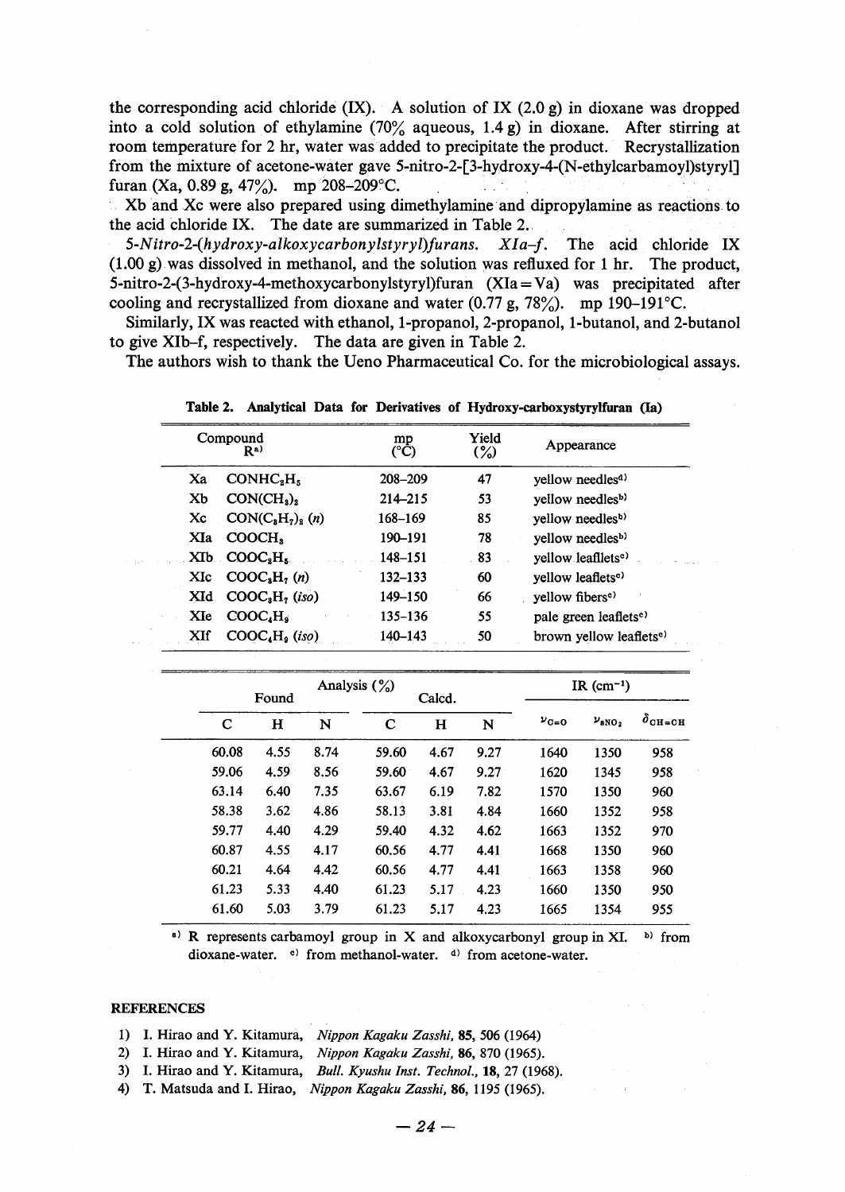the corresponding acid chloride (IX). A solution of IX (2.0 g) in dioxane was dropped into a cold solution of ethylamine (70% aqueous, 1.4 g) in dioxane. After stirring at room temperature for 2 hr, water was added to precipitate the product. Recrystallization from the mixture of acetone-water gave 5-nitro-2-[3-hydroxy-4-(N-ethylcarbamoyl)styryl] furan (Xa, 0.89 g, 47%). mp 208–209°C.

Xb and Xc were also prepared using dimethylamine and dipropylamine as reactions to the acid chloride IX. The date are summarized in Table 2.

*5-Nitro-2-(hydroxy-alkoxycarbonylstyryl)furans. XIa–f.* The acid chloride IX (1.00 g) was dissolved in methanol, and the solution was refluxed for 1 hr. The product, 5-nitro-2-(3-hydroxy-4-methoxycarbonylstyryl)furan (XIa = Va) was precipitated after cooling and recrystallized from dioxane and water (0.77 g, 78%). mp 190–191°C.

Similarly, IX was reacted with ethanol, 1-propanol, 2-propanol, 1-butanol, and 2-butanol to give XIb–f, respectively. The data are given in Table 2.

The authors wish to thank the Ueno Pharmaceutical Co. for the microbiological assays.

**Table 2. Analytical Data for Derivatives of Hydroxy-carboxystyrylfuran (Ia)**

| Compound | R[a] | mp (°C) | Yield (%) | Appearance | Found C | Found H | Found N | Calcd. C | Calcd. H | Calcd. N | IR $\nu_{C=O}$ | IR $\nu_{sNO_2}$ | IR $\delta_{CH=CH}$ |
|---|---|---|---|---|---|---|---|---|---|---|---|---|---|
| Xa | $CONHC_2H_5$ | 208–209 | 47 | yellow needles[d] | 60.08 | 4.55 | 8.74 | 59.60 | 4.67 | 9.27 | 1640 | 1350 | 958 |
| Xb | $CON(CH_3)_2$ | 214–215 | 53 | yellow needles[b] | 59.06 | 4.59 | 8.56 | 59.60 | 4.67 | 9.27 | 1620 | 1345 | 958 |
| Xc | $CON(C_3H_7)_2$ (*n*) | 168–169 | 85 | yellow needles[b] | 63.14 | 6.40 | 7.35 | 63.67 | 6.19 | 7.82 | 1570 | 1350 | 960 |
| XIa | $COOCH_3$ | 190–191 | 78 | yellow needles[b] | 58.38 | 3.62 | 4.86 | 58.13 | 3.81 | 4.84 | 1660 | 1352 | 958 |
| XIb | $COOC_2H_5$ | 148–151 | 83 | yellow leaflets[c] | 59.77 | 4.40 | 4.29 | 59.40 | 4.32 | 4.62 | 1663 | 1352 | 970 |
| XIc | $COOC_3H_7$ (*n*) | 132–133 | 60 | yellow leaflets[c] | 60.87 | 4.55 | 4.17 | 60.56 | 4.77 | 4.41 | 1668 | 1350 | 960 |
| XId | $COOC_3H_7$ (*iso*) | 149–150 | 66 | yellow fibers[c] | 60.21 | 4.64 | 4.42 | 60.56 | 4.77 | 4.41 | 1663 | 1358 | 960 |
| XIe | $COOC_4H_9$ | 135–136 | 55 | pale green leaflets[c] | 61.23 | 5.33 | 4.40 | 61.23 | 5.17 | 4.23 | 1660 | 1350 | 950 |
| XIf | $COOC_4H_9$ (*iso*) | 140–143 | 50 | brown yellow leaflets[c] | 61.60 | 5.03 | 3.79 | 61.23 | 5.17 | 4.23 | 1665 | 1354 | 955 |

a) R represents carbamoyl group in X and alkoxycarbonyl group in XI. b) from dioxane-water. c) from methanol-water. d) from acetone-water.

#### REFERENCES

1) I. Hirao and Y. Kitamura, *Nippon Kagaku Zasshi,* **85**, 506 (1964)
2) I. Hirao and Y. Kitamura, *Nippon Kagaku Zasshi,* **86**, 870 (1965).
3) I. Hirao and Y. Kitamura, *Bull. Kyushu Inst. Technol.,* **18**, 27 (1968).
4) T. Matsuda and I. Hirao, *Nippon Kagaku Zasshi,* **86**, 1195 (1965).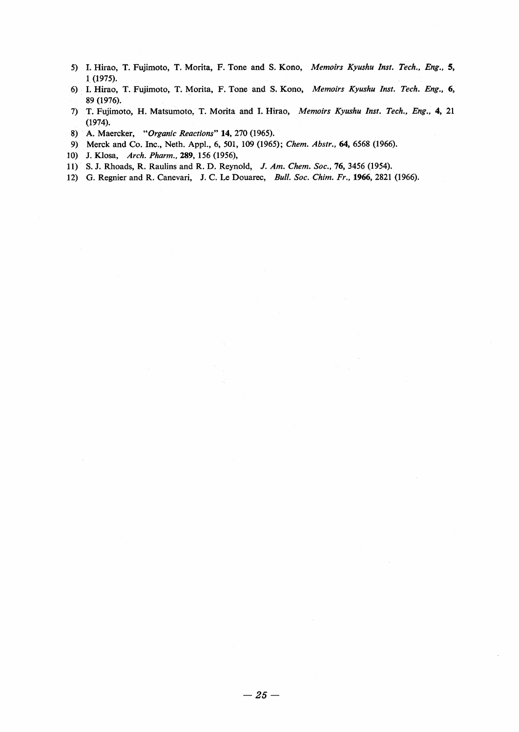5) I. Hirao, T. Fujimoto, T. Morita, F. Tone and S. Kono, *Memoirs Kyushu Inst. Tech., Eng.*, **5**, 1 (1975).
6) I. Hirao, T. Fujimoto, T. Morita, F. Tone and S. Kono, *Memoirs Kyushu Inst. Tech. Eng.*, **6**, 89 (1976).
7) T. Fujimoto, H. Matsumoto, T. Morita and I. Hirao, *Memoirs Kyushu Inst. Tech., Eng.*, **4**, 21 (1974).
8) A. Maercker, *"Organic Reactions"* **14**, 270 (1965).
9) Merck and Co. Inc., Neth. Appl., 6, 501, 109 (1965); *Chem. Abstr.*, **64**, 6568 (1966).
10) J. Klosa, *Arch. Pharm.*, **289**, 156 (1956),
11) S. J. Rhoads, R. Raulins and R. D. Reynold, *J. Am. Chem. Soc.*, **76**, 3456 (1954).
12) G. Regnier and R. Canevari, J. C. Le Douarec, *Bull. Soc. Chim. Fr.*, **1966**, 2821 (1966).